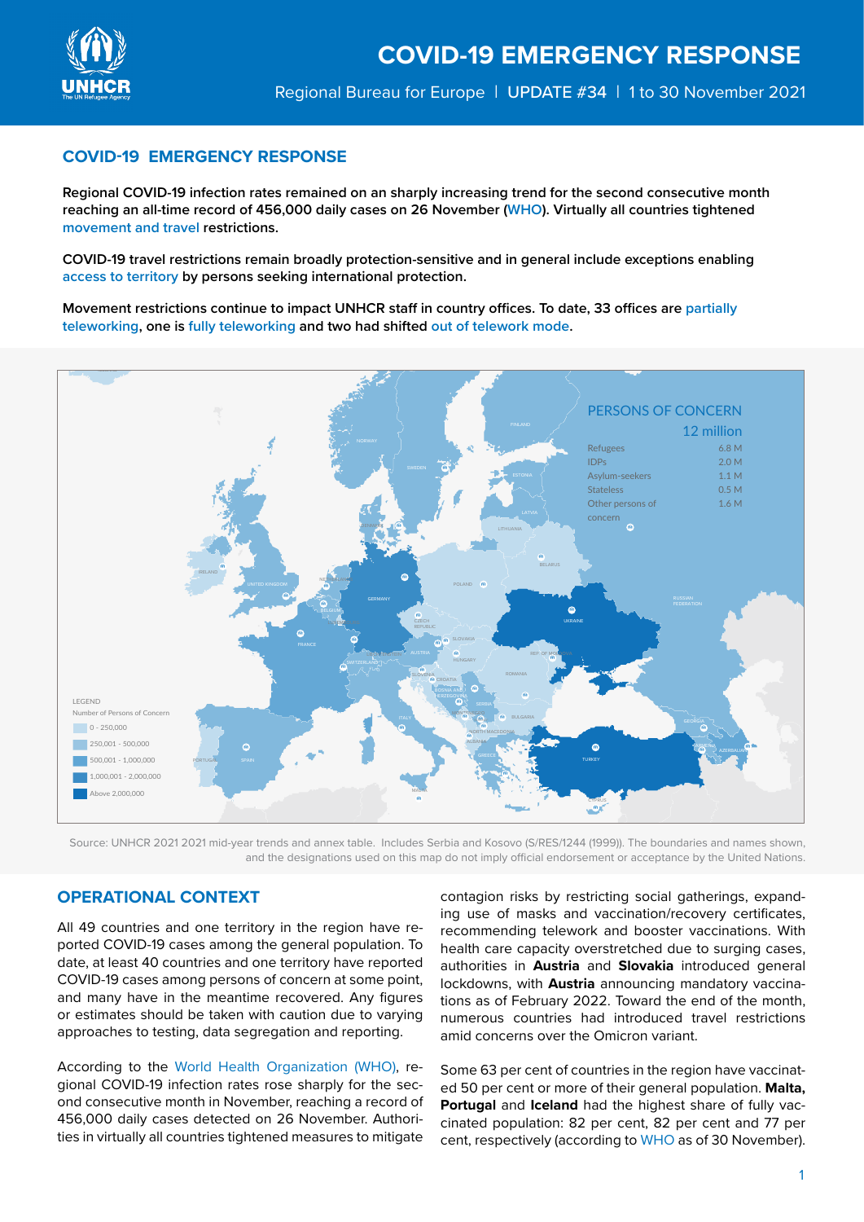# COVID-19 EMERGENCY RESPONSE

Regional Bureau for Europe | UPDATE #34 | 1 to 30 November 2021

## COVID-19 EMERGENCY RESPONSE

**Regional COVID-19 infection rates remained on an sharply increasing trend for the second consecutive month reaching an all-time record of 456,000 daily cases on 26 November (WHO). Virtually all countries tightened movement and travel restrictions.**

**COVID-19 travel restrictions remain broadly protection-sensitive and in general include exceptions enabling access to territory by persons seeking international protection.**

**Movement restrictions continue to impact UNHCR staff in country offices. To date, 33 offices are partially teleworking, one is fully teleworking and two had shifted out of telework mode.**

PERSONS OF CONCERN

12 million

| Category | Number |
|---|---|
| Refugees | 6.8 M |
| IDPs | 2.0 M |
| Asylum-seekers | 1.1 M |
| Stateless | 0.5 M |
| Other persons of concern | 1.6 M |

LEGEND

Number of Persons of Concern

- 0 - 250,000
- 250,001 - 500,000
- 500,001 - 1,000,000
- 1,000,001 - 2,000,000
- Above 2,000,000

Source: UNHCR 2021 2021 mid-year trends and annex table. Includes Serbia and Kosovo (S/RES/1244 (1999)). The boundaries and names shown, and the designations used on this map do not imply official endorsement or acceptance by the United Nations.

## OPERATIONAL CONTEXT

All 49 countries and one territory in the region have reported COVID-19 cases among the general population. To date, at least 40 countries and one territory have reported COVID-19 cases among persons of concern at some point, and many have in the meantime recovered. Any figures or estimates should be taken with caution due to varying approaches to testing, data segregation and reporting.

According to the World Health Organization (WHO), regional COVID-19 infection rates rose sharply for the second consecutive month in November, reaching a record of 456,000 daily cases detected on 26 November. Authorities in virtually all countries tightened measures to mitigate contagion risks by restricting social gatherings, expanding use of masks and vaccination/recovery certificates, recommending telework and booster vaccinations. With health care capacity overstretched due to surging cases, authorities in **Austria** and **Slovakia** introduced general lockdowns, with **Austria** announcing mandatory vaccinations as of February 2022. Toward the end of the month, numerous countries had introduced travel restrictions amid concerns over the Omicron variant.

Some 63 per cent of countries in the region have vaccinated 50 per cent or more of their general population. **Malta, Portugal** and **Iceland** had the highest share of fully vaccinated population: 82 per cent, 82 per cent and 77 per cent, respectively (according to WHO as of 30 November).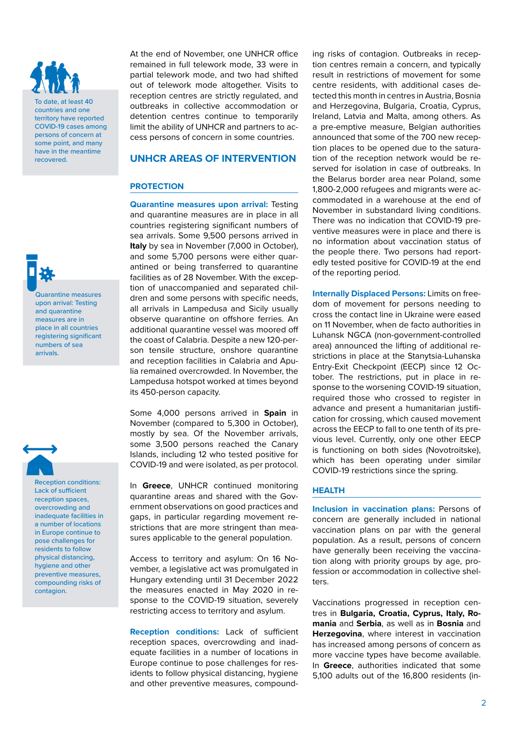To date, at least 40 countries and one territory have reported COVID-19 cases among persons of concern at some point, and many have in the meantime recovered.

Quarantine measures upon arrival: Testing and quarantine measures are in place in all countries registering significant numbers of sea arrivals.

Reception conditions: Lack of sufficient reception spaces, overcrowding and inadequate facilities in a number of locations in Europe continue to pose challenges for residents to follow physical distancing, hygiene and other preventive measures, compounding risks of contagion.

At the end of November, one UNHCR office remained in full telework mode, 33 were in partial telework mode, and two had shifted out of telework mode altogether. Visits to reception centres are strictly regulated, and outbreaks in collective accommodation or detention centres continue to temporarily limit the ability of UNHCR and partners to access persons of concern in some countries.

## UNHCR AREAS OF INTERVENTION

### PROTECTION

**Quarantine measures upon arrival:** Testing and quarantine measures are in place in all countries registering significant numbers of sea arrivals. Some 9,500 persons arrived in **Italy** by sea in November (7,000 in October), and some 5,700 persons were either quarantined or being transferred to quarantine facilities as of 28 November. With the exception of unaccompanied and separated children and some persons with specific needs, all arrivals in Lampedusa and Sicily usually observe quarantine on offshore ferries. An additional quarantine vessel was moored off the coast of Calabria. Despite a new 120-person tensile structure, onshore quarantine and reception facilities in Calabria and Apulia remained overcrowded. In November, the Lampedusa hotspot worked at times beyond its 450-person capacity.

Some 4,000 persons arrived in **Spain** in November (compared to 5,300 in October), mostly by sea. Of the November arrivals, some 3,500 persons reached the Canary Islands, including 12 who tested positive for COVID-19 and were isolated, as per protocol.

In **Greece**, UNHCR continued monitoring quarantine areas and shared with the Government observations on good practices and gaps, in particular regarding movement restrictions that are more stringent than measures applicable to the general population.

Access to territory and asylum: On 16 November, a legislative act was promulgated in Hungary extending until 31 December 2022 the measures enacted in May 2020 in response to the COVID-19 situation, severely restricting access to territory and asylum.

**Reception conditions:** Lack of sufficient reception spaces, overcrowding and inadequate facilities in a number of locations in Europe continue to pose challenges for residents to follow physical distancing, hygiene and other preventive measures, compounding risks of contagion. Outbreaks in reception centres remain a concern, and typically result in restrictions of movement for some centre residents, with additional cases detected this month in centres in Austria, Bosnia and Herzegovina, Bulgaria, Croatia, Cyprus, Ireland, Latvia and Malta, among others. As a pre-emptive measure, Belgian authorities announced that some of the 700 new reception places to be opened due to the saturation of the reception network would be reserved for isolation in case of outbreaks. In the Belarus border area near Poland, some 1,800-2,000 refugees and migrants were accommodated in a warehouse at the end of November in substandard living conditions. There was no indication that COVID-19 preventive measures were in place and there is no information about vaccination status of the people there. Two persons had reportedly tested positive for COVID-19 at the end of the reporting period.

**Internally Displaced Persons:** Limits on freedom of movement for persons needing to cross the contact line in Ukraine were eased on 11 November, when de facto authorities in Luhansk NGCA (non-government-controlled area) announced the lifting of additional restrictions in place at the Stanytsia-Luhanska Entry-Exit Checkpoint (EECP) since 12 October. The restrictions, put in place in response to the worsening COVID-19 situation, required those who crossed to register in advance and present a humanitarian justification for crossing, which caused movement across the EECP to fall to one tenth of its previous level. Currently, only one other EECP is functioning on both sides (Novotroitske), which has been operating under similar COVID-19 restrictions since the spring.

### HEALTH

**Inclusion in vaccination plans:** Persons of concern are generally included in national vaccination plans on par with the general population. As a result, persons of concern have generally been receiving the vaccination along with priority groups by age, profession or accommodation in collective shelters.

Vaccinations progressed in reception centres in **Bulgaria, Croatia, Cyprus, Italy, Romania** and **Serbia**, as well as in **Bosnia** and **Herzegovina**, where interest in vaccination has increased among persons of concern as more vaccine types have become available. In **Greece**, authorities indicated that some 5,100 adults out of the 16,800 residents (in-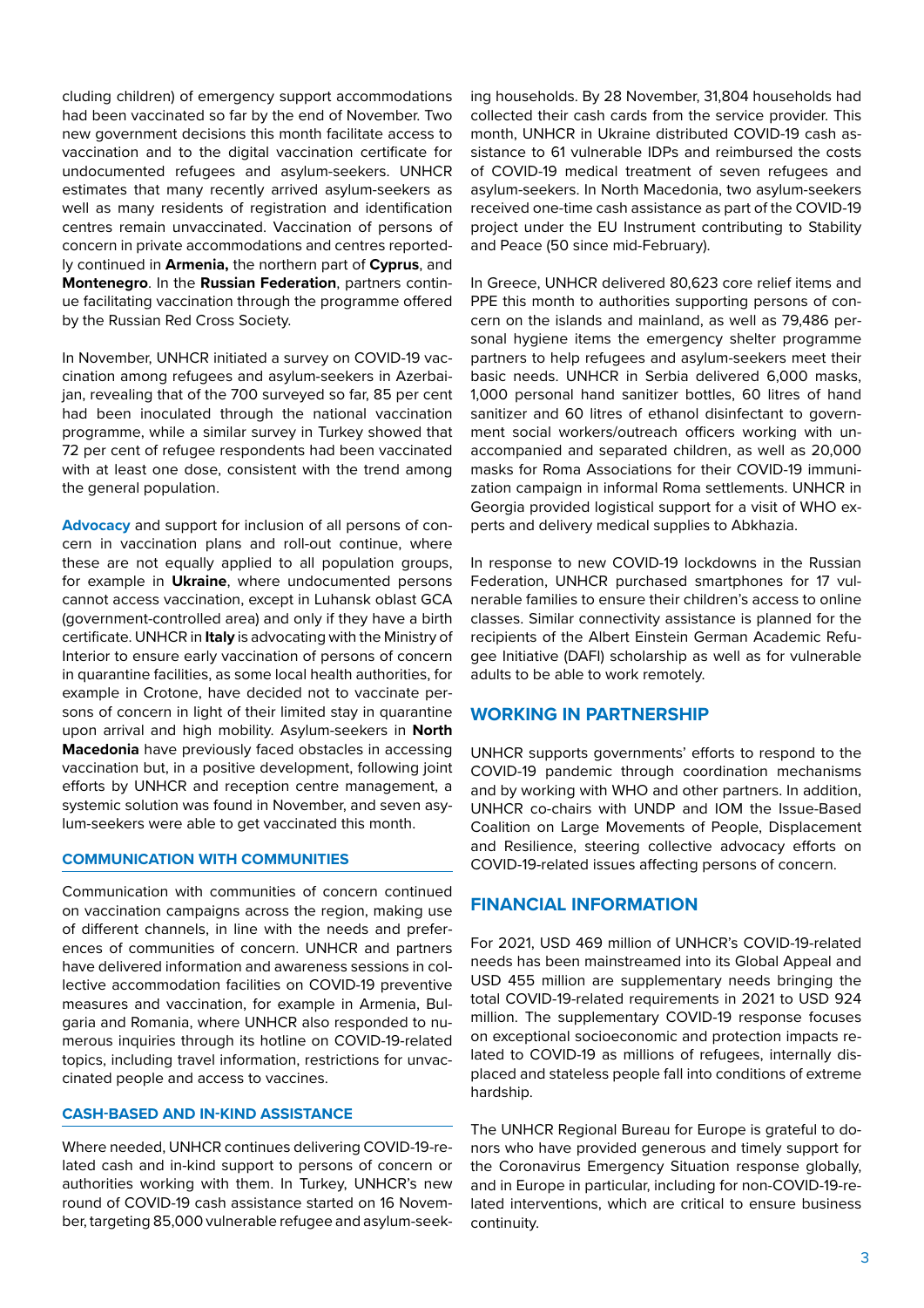cluding children) of emergency support accommodations had been vaccinated so far by the end of November. Two new government decisions this month facilitate access to vaccination and to the digital vaccination certificate for undocumented refugees and asylum-seekers. UNHCR estimates that many recently arrived asylum-seekers as well as many residents of registration and identification centres remain unvaccinated. Vaccination of persons of concern in private accommodations and centres reportedly continued in **Armenia,** the northern part of **Cyprus**, and **Montenegro**. In the **Russian Federation**, partners continue facilitating vaccination through the programme offered by the Russian Red Cross Society.

In November, UNHCR initiated a survey on COVID-19 vaccination among refugees and asylum-seekers in Azerbaijan, revealing that of the 700 surveyed so far, 85 per cent had been inoculated through the national vaccination programme, while a similar survey in Turkey showed that 72 per cent of refugee respondents had been vaccinated with at least one dose, consistent with the trend among the general population.

**Advocacy** and support for inclusion of all persons of concern in vaccination plans and roll-out continue, where these are not equally applied to all population groups, for example in **Ukraine**, where undocumented persons cannot access vaccination, except in Luhansk oblast GCA (government-controlled area) and only if they have a birth certificate. UNHCR in **Italy** is advocating with the Ministry of Interior to ensure early vaccination of persons of concern in quarantine facilities, as some local health authorities, for example in Crotone, have decided not to vaccinate persons of concern in light of their limited stay in quarantine upon arrival and high mobility. Asylum-seekers in **North Macedonia** have previously faced obstacles in accessing vaccination but, in a positive development, following joint efforts by UNHCR and reception centre management, a systemic solution was found in November, and seven asylum-seekers were able to get vaccinated this month.

### COMMUNICATION WITH COMMUNITIES

Communication with communities of concern continued on vaccination campaigns across the region, making use of different channels, in line with the needs and preferences of communities of concern. UNHCR and partners have delivered information and awareness sessions in collective accommodation facilities on COVID-19 preventive measures and vaccination, for example in Armenia, Bulgaria and Romania, where UNHCR also responded to numerous inquiries through its hotline on COVID-19-related topics, including travel information, restrictions for unvaccinated people and access to vaccines.

### CASH-BASED AND IN-KIND ASSISTANCE

Where needed, UNHCR continues delivering COVID-19-related cash and in-kind support to persons of concern or authorities working with them. In Turkey, UNHCR's new round of COVID-19 cash assistance started on 16 November, targeting 85,000 vulnerable refugee and asylum-seeking households. By 28 November, 31,804 households had collected their cash cards from the service provider. This month, UNHCR in Ukraine distributed COVID-19 cash assistance to 61 vulnerable IDPs and reimbursed the costs of COVID-19 medical treatment of seven refugees and asylum-seekers. In North Macedonia, two asylum-seekers received one-time cash assistance as part of the COVID-19 project under the EU Instrument contributing to Stability and Peace (50 since mid-February).

In Greece, UNHCR delivered 80,623 core relief items and PPE this month to authorities supporting persons of concern on the islands and mainland, as well as 79,486 personal hygiene items the emergency shelter programme partners to help refugees and asylum-seekers meet their basic needs. UNHCR in Serbia delivered 6,000 masks, 1,000 personal hand sanitizer bottles, 60 litres of hand sanitizer and 60 litres of ethanol disinfectant to government social workers/outreach officers working with unaccompanied and separated children, as well as 20,000 masks for Roma Associations for their COVID-19 immunization campaign in informal Roma settlements. UNHCR in Georgia provided logistical support for a visit of WHO experts and delivery medical supplies to Abkhazia.

In response to new COVID-19 lockdowns in the Russian Federation, UNHCR purchased smartphones for 17 vulnerable families to ensure their children's access to online classes. Similar connectivity assistance is planned for the recipients of the Albert Einstein German Academic Refugee Initiative (DAFI) scholarship as well as for vulnerable adults to be able to work remotely.

## WORKING IN PARTNERSHIP

UNHCR supports governments' efforts to respond to the COVID-19 pandemic through coordination mechanisms and by working with WHO and other partners. In addition, UNHCR co-chairs with UNDP and IOM the Issue-Based Coalition on Large Movements of People, Displacement and Resilience, steering collective advocacy efforts on COVID-19-related issues affecting persons of concern.

## FINANCIAL INFORMATION

For 2021, USD 469 million of UNHCR's COVID-19-related needs has been mainstreamed into its Global Appeal and USD 455 million are supplementary needs bringing the total COVID-19-related requirements in 2021 to USD 924 million. The supplementary COVID-19 response focuses on exceptional socioeconomic and protection impacts related to COVID-19 as millions of refugees, internally displaced and stateless people fall into conditions of extreme hardship.

The UNHCR Regional Bureau for Europe is grateful to donors who have provided generous and timely support for the Coronavirus Emergency Situation response globally, and in Europe in particular, including for non-COVID-19-related interventions, which are critical to ensure business continuity.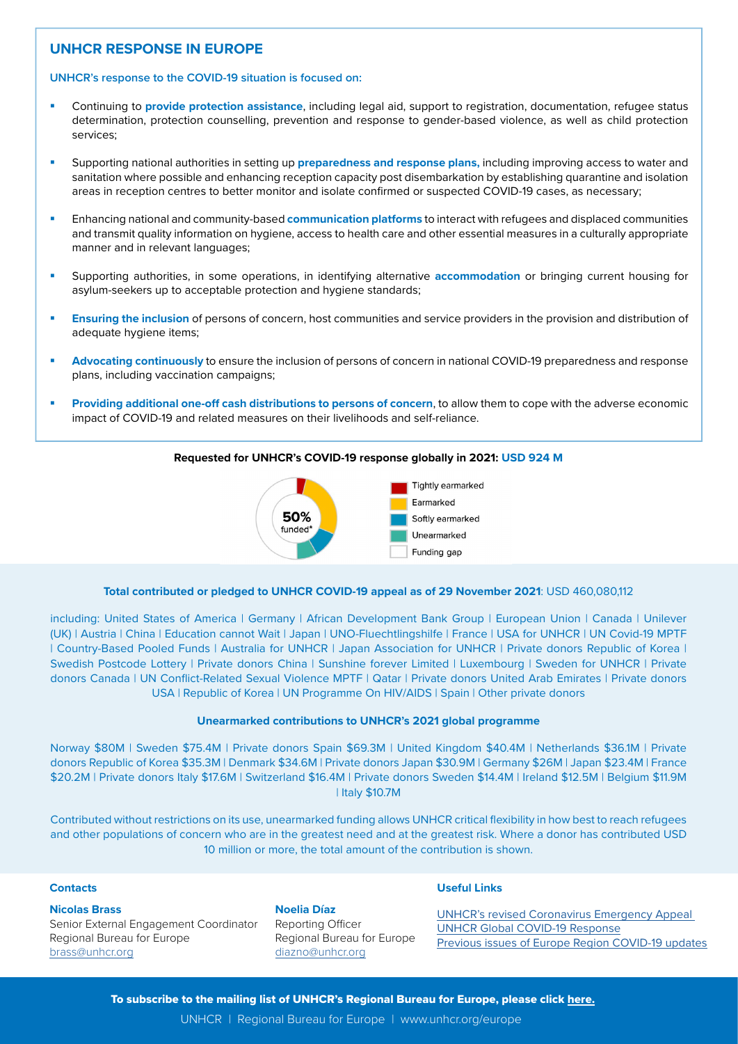## UNHCR RESPONSE IN EUROPE

**UNHCR's response to the COVID-19 situation is focused on:**

- Continuing to **provide protection assistance**, including legal aid, support to registration, documentation, refugee status determination, protection counselling, prevention and response to gender-based violence, as well as child protection services;
- Supporting national authorities in setting up **preparedness and response plans,** including improving access to water and sanitation where possible and enhancing reception capacity post disembarkation by establishing quarantine and isolation areas in reception centres to better monitor and isolate confirmed or suspected COVID-19 cases, as necessary;
- Enhancing national and community-based **communication platforms** to interact with refugees and displaced communities and transmit quality information on hygiene, access to health care and other essential measures in a culturally appropriate manner and in relevant languages;
- Supporting authorities, in some operations, in identifying alternative **accommodation** or bringing current housing for asylum-seekers up to acceptable protection and hygiene standards;
- **Ensuring the inclusion** of persons of concern, host communities and service providers in the provision and distribution of adequate hygiene items;
- **Advocating continuously** to ensure the inclusion of persons of concern in national COVID-19 preparedness and response plans, including vaccination campaigns;
- **Providing additional one-off cash distributions to persons of concern**, to allow them to cope with the adverse economic impact of COVID-19 and related measures on their livelihoods and self-reliance.

**Requested for UNHCR's COVID-19 response globally in 2021: USD 924 M**

50%
funded*

Tightly earmarked
Earmarked
Softly earmarked
Unearmarked
Funding gap

**Total contributed or pledged to UNHCR COVID-19 appeal as of 29 November 2021**: USD 460,080,112

including: United States of America | Germany | African Development Bank Group | European Union | Canada | Unilever (UK) | Austria | China | Education cannot Wait | Japan | UNO-Fluechtlingshilfe | France | USA for UNHCR | UN Covid-19 MPTF | Country-Based Pooled Funds | Australia for UNHCR | Japan Association for UNHCR | Private donors Republic of Korea | Swedish Postcode Lottery | Private donors China | Sunshine forever Limited | Luxembourg | Sweden for UNHCR | Private donors Canada | UN Conflict-Related Sexual Violence MPTF | Qatar | Private donors United Arab Emirates | Private donors USA | Republic of Korea | UN Programme On HIV/AIDS | Spain | Other private donors

**Unearmarked contributions to UNHCR's 2021 global programme**

Norway $80M | Sweden $75.4M | Private donors Spain $69.3M | United Kingdom $40.4M | Netherlands $36.1M | Private donors Republic of Korea $35.3M | Denmark $34.6M | Private donors Japan $30.9M | Germany $26M | Japan $23.4M | France $20.2M | Private donors Italy $17.6M | Switzerland $16.4M | Private donors Sweden $14.4M | Ireland $12.5M | Belgium $11.9M | Italy $10.7M

Contributed without restrictions on its use, unearmarked funding allows UNHCR critical flexibility in how best to reach refugees and other populations of concern who are in the greatest need and at the greatest risk. Where a donor has contributed USD 10 million or more, the total amount of the contribution is shown.

**Contacts**

**Nicolas Brass**
Senior External Engagement Coordinator
Regional Bureau for Europe
brass@unhcr.org

**Noelia Díaz**
Reporting Officer
Regional Bureau for Europe
diazno@unhcr.org

**Useful Links**

UNHCR's revised Coronavirus Emergency Appeal
UNHCR Global COVID-19 Response
Previous issues of Europe Region COVID-19 updates

**To subscribe to the mailing list of UNHCR's Regional Bureau for Europe, please click here.**

UNHCR | Regional Bureau for Europe | www.unhcr.org/europe